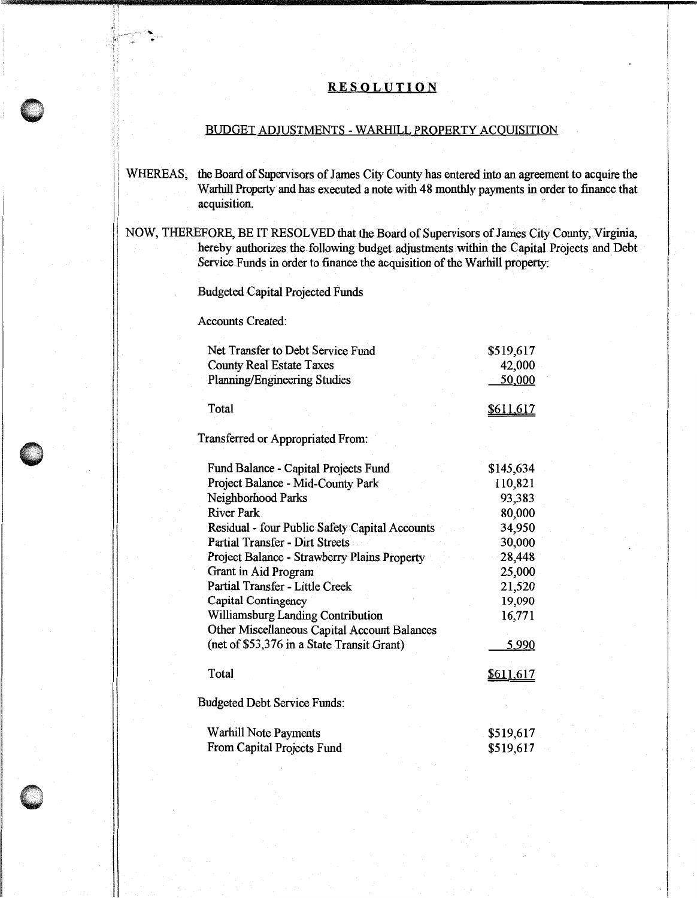# RESOLUTION

## BUDGET ADJUSTMENTS - WARHILL PROPERTY ACQUISITION

WHEREAS, the Board of Supervisors of James City County has entered into an agreement to acquire the Warhill Property and has executed a note with 48 monthly payments in order to finance that acquisition.

NOW, THEREFORE, BE IT RESOLVED that the Board of Supervisors of James City County, Virginia, hereby authorizes the following budget adjustments within the Capital Projects and Debt Service Funds in order to finance the acquisition of the Warhill property:

Budgeted Capital Projected Funds

Accounts Created:

| | |
|---|---|
| Net Transfer to Debt Service Fund | $519,617 |
| County Real Estate Taxes | 42,000 |
| Planning/Engineering Studies | 50,000 |
| Total | $611,617 |

Transferred or Appropriated From:

| | |
|---|---|
| Fund Balance - Capital Projects Fund | $145,634 |
| Project Balance - Mid-County Park | 110,821 |
| Neighborhood Parks | 93,383 |
| River Park | 80,000 |
| Residual - four Public Safety Capital Accounts | 34,950 |
| Partial Transfer - Dirt Streets | 30,000 |
| Project Balance - Strawberry Plains Property | 28,448 |
| Grant in Aid Program | 25,000 |
| Partial Transfer - Little Creek | 21,520 |
| Capital Contingency | 19,090 |
| Williamsburg Landing Contribution | 16,771 |
| Other Miscellaneous Capital Account Balances (net of $53,376 in a State Transit Grant) | 5,990 |
| Total | $611,617 |

Budgeted Debt Service Funds:

| | |
|---|---|
| Warhill Note Payments | $519,617 |
| From Capital Projects Fund | $519,617 |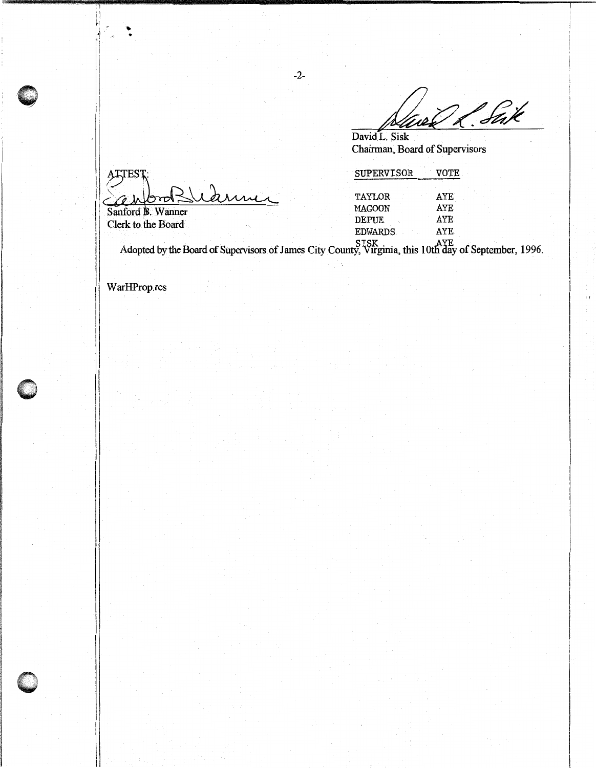David L. Sisk
Chairman, Board of Supervisors

ATTEST:

Sanford B. Wanner
Clerk to the Board

| SUPERVISOR | VOTE |
|---|---|
| TAYLOR | AYE |
| MAGOON | AYE |
| DEPUE | AYE |
| EDWARDS | AYE |
| SISK | AYE |

Adopted by the Board of Supervisors of James City County, Virginia, this 10th day of September, 1996.

WarHProp.res